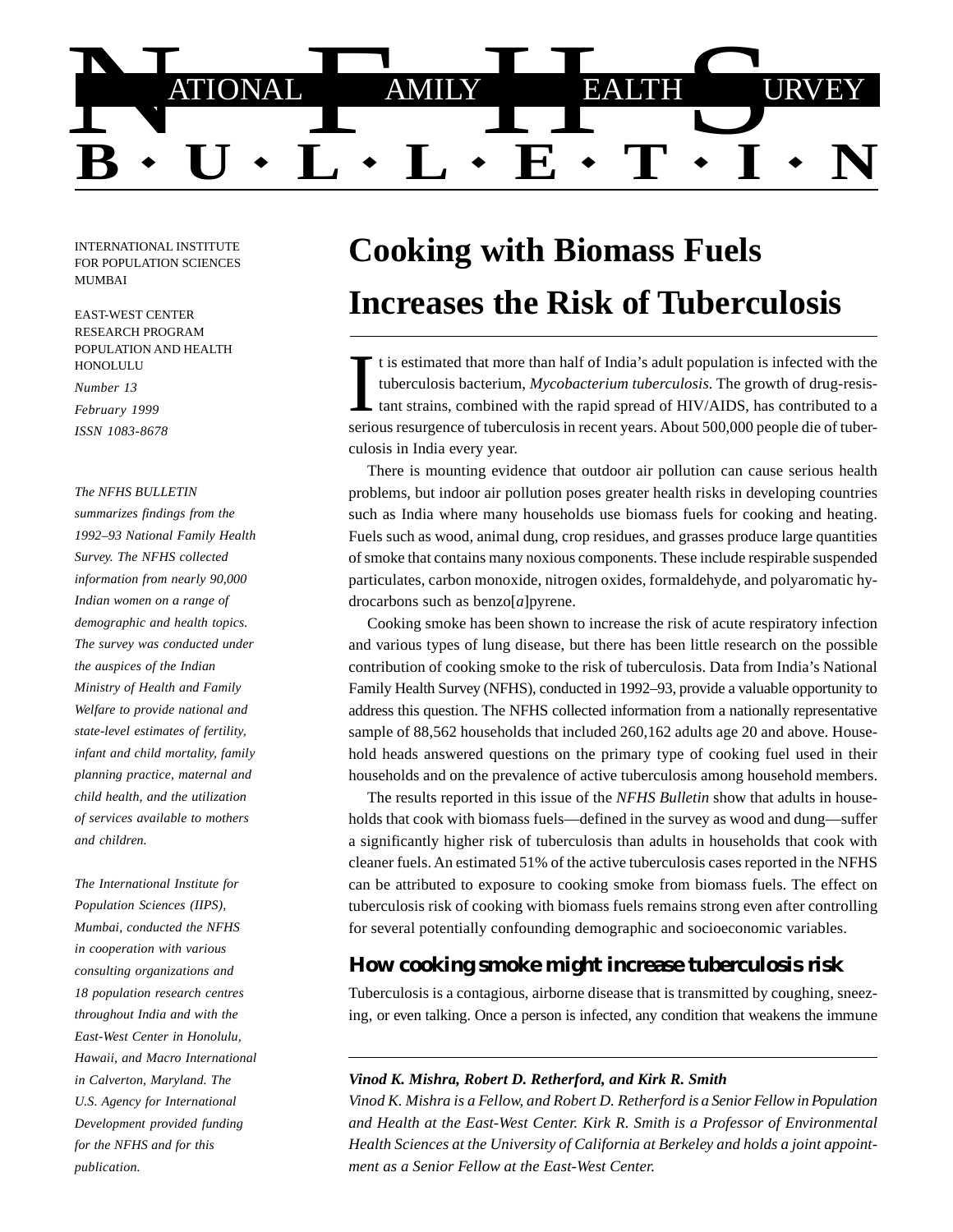# NATIONAL FAMILY HEALTH SURVEY BULLETIN

INTERNATIONAL INSTITUTE FOR POPULATION SCIENCES
MUMBAI

EAST-WEST CENTER
RESEARCH PROGRAM
POPULATION AND HEALTH
HONOLULU

*Number 13*
*February 1999*
*ISSN 1083-8678*

*The NFHS BULLETIN summarizes findings from the 1992–93 National Family Health Survey. The NFHS collected information from nearly 90,000 Indian women on a range of demographic and health topics. The survey was conducted under the auspices of the Indian Ministry of Health and Family Welfare to provide national and state-level estimates of fertility, infant and child mortality, family planning practice, maternal and child health, and the utilization of services available to mothers and children.*

*The International Institute for Population Sciences (IIPS), Mumbai, conducted the NFHS in cooperation with various consulting organizations and 18 population research centres throughout India and with the East-West Center in Honolulu, Hawaii, and Macro International in Calverton, Maryland. The U.S. Agency for International Development provided funding for the NFHS and for this publication.*

# Cooking with Biomass Fuels Increases the Risk of Tuberculosis

It is estimated that more than half of India's adult population is infected with the tuberculosis bacterium, *Mycobacterium tuberculosis*. The growth of drug-resistant strains, combined with the rapid spread of HIV/AIDS, has contributed to a serious resurgence of tuberculosis in recent years. About 500,000 people die of tuberculosis in India every year.

There is mounting evidence that outdoor air pollution can cause serious health problems, but indoor air pollution poses greater health risks in developing countries such as India where many households use biomass fuels for cooking and heating. Fuels such as wood, animal dung, crop residues, and grasses produce large quantities of smoke that contains many noxious components. These include respirable suspended particulates, carbon monoxide, nitrogen oxides, formaldehyde, and polyaromatic hydrocarbons such as benzo[*a*]pyrene.

Cooking smoke has been shown to increase the risk of acute respiratory infection and various types of lung disease, but there has been little research on the possible contribution of cooking smoke to the risk of tuberculosis. Data from India's National Family Health Survey (NFHS), conducted in 1992–93, provide a valuable opportunity to address this question. The NFHS collected information from a nationally representative sample of 88,562 households that included 260,162 adults age 20 and above. Household heads answered questions on the primary type of cooking fuel used in their households and on the prevalence of active tuberculosis among household members.

The results reported in this issue of the *NFHS Bulletin* show that adults in households that cook with biomass fuels—defined in the survey as wood and dung—suffer a significantly higher risk of tuberculosis than adults in households that cook with cleaner fuels. An estimated 51% of the active tuberculosis cases reported in the NFHS can be attributed to exposure to cooking smoke from biomass fuels. The effect on tuberculosis risk of cooking with biomass fuels remains strong even after controlling for several potentially confounding demographic and socioeconomic variables.

## How cooking smoke might increase tuberculosis risk

Tuberculosis is a contagious, airborne disease that is transmitted by coughing, sneezing, or even talking. Once a person is infected, any condition that weakens the immune

---

***Vinod K. Mishra, Robert D. Retherford, and Kirk R. Smith***

*Vinod K. Mishra is a Fellow, and Robert D. Retherford is a Senior Fellow in Population and Health at the East-West Center. Kirk R. Smith is a Professor of Environmental Health Sciences at the University of California at Berkeley and holds a joint appointment as a Senior Fellow at the East-West Center.*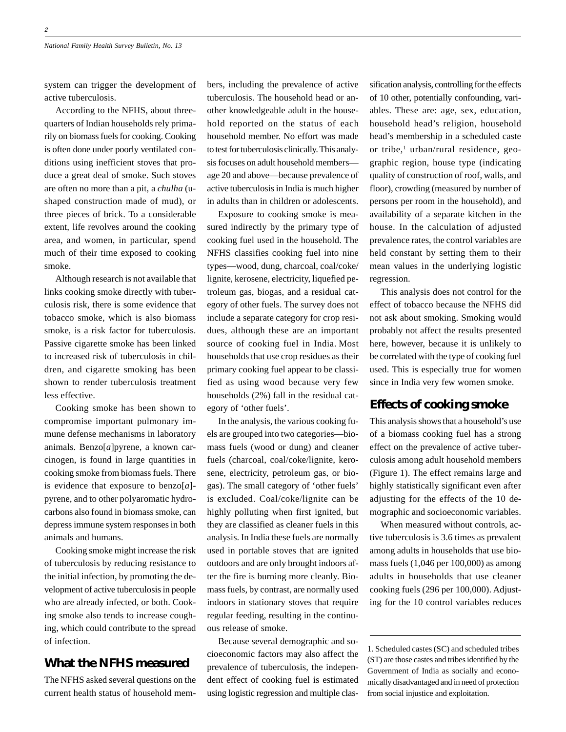system can trigger the development of active tuberculosis.

According to the NFHS, about three-quarters of Indian households rely primarily on biomass fuels for cooking. Cooking is often done under poorly ventilated conditions using inefficient stoves that produce a great deal of smoke. Such stoves are often no more than a pit, a *chulha* (u-shaped construction made of mud), or three pieces of brick. To a considerable extent, life revolves around the cooking area, and women, in particular, spend much of their time exposed to cooking smoke.

Although research is not available that links cooking smoke directly with tuberculosis risk, there is some evidence that tobacco smoke, which is also biomass smoke, is a risk factor for tuberculosis. Passive cigarette smoke has been linked to increased risk of tuberculosis in children, and cigarette smoking has been shown to render tuberculosis treatment less effective.

Cooking smoke has been shown to compromise important pulmonary immune defense mechanisms in laboratory animals. Benzo[*a*]pyrene, a known carcinogen, is found in large quantities in cooking smoke from biomass fuels. There is evidence that exposure to benzo[*a*]-pyrene, and to other polyaromatic hydrocarbons also found in biomass smoke, can depress immune system responses in both animals and humans.

Cooking smoke might increase the risk of tuberculosis by reducing resistance to the initial infection, by promoting the development of active tuberculosis in people who are already infected, or both. Cooking smoke also tends to increase coughing, which could contribute to the spread of infection.

## What the NFHS measured

The NFHS asked several questions on the current health status of household members, including the prevalence of active tuberculosis. The household head or another knowledgeable adult in the household reported on the status of each household member. No effort was made to test for tuberculosis clinically. This analysis focuses on adult household members—age 20 and above—because prevalence of active tuberculosis in India is much higher in adults than in children or adolescents.

Exposure to cooking smoke is measured indirectly by the primary type of cooking fuel used in the household. The NFHS classifies cooking fuel into nine types—wood, dung, charcoal, coal/coke/lignite, kerosene, electricity, liquefied petroleum gas, biogas, and a residual category of other fuels. The survey does not include a separate category for crop residues, although these are an important source of cooking fuel in India. Most households that use crop residues as their primary cooking fuel appear to be classified as using wood because very few households (2%) fall in the residual category of 'other fuels'.

In the analysis, the various cooking fuels are grouped into two categories—biomass fuels (wood or dung) and cleaner fuels (charcoal, coal/coke/lignite, kerosene, electricity, petroleum gas, or biogas). The small category of 'other fuels' is excluded. Coal/coke/lignite can be highly polluting when first ignited, but they are classified as cleaner fuels in this analysis. In India these fuels are normally used in portable stoves that are ignited outdoors and are only brought indoors after the fire is burning more cleanly. Biomass fuels, by contrast, are normally used indoors in stationary stoves that require regular feeding, resulting in the continuous release of smoke.

Because several demographic and socioeconomic factors may also affect the prevalence of tuberculosis, the independent effect of cooking fuel is estimated using logistic regression and multiple classification analysis, controlling for the effects of 10 other, potentially confounding, variables. These are: age, sex, education, household head's religion, household head's membership in a scheduled caste or tribe,[1] urban/rural residence, geographic region, house type (indicating quality of construction of roof, walls, and floor), crowding (measured by number of persons per room in the household), and availability of a separate kitchen in the house. In the calculation of adjusted prevalence rates, the control variables are held constant by setting them to their mean values in the underlying logistic regression.

This analysis does not control for the effect of tobacco because the NFHS did not ask about smoking. Smoking would probably not affect the results presented here, however, because it is unlikely to be correlated with the type of cooking fuel used. This is especially true for women since in India very few women smoke.

## Effects of cooking smoke

This analysis shows that a household's use of a biomass cooking fuel has a strong effect on the prevalence of active tuberculosis among adult household members (Figure 1). The effect remains large and highly statistically significant even after adjusting for the effects of the 10 demographic and socioeconomic variables.

When measured without controls, active tuberculosis is 3.6 times as prevalent among adults in households that use biomass fuels (1,046 per 100,000) as among adults in households that use cleaner cooking fuels (296 per 100,000). Adjusting for the 10 control variables reduces

1. Scheduled castes (SC) and scheduled tribes (ST) are those castes and tribes identified by the Government of India as socially and economically disadvantaged and in need of protection from social injustice and exploitation.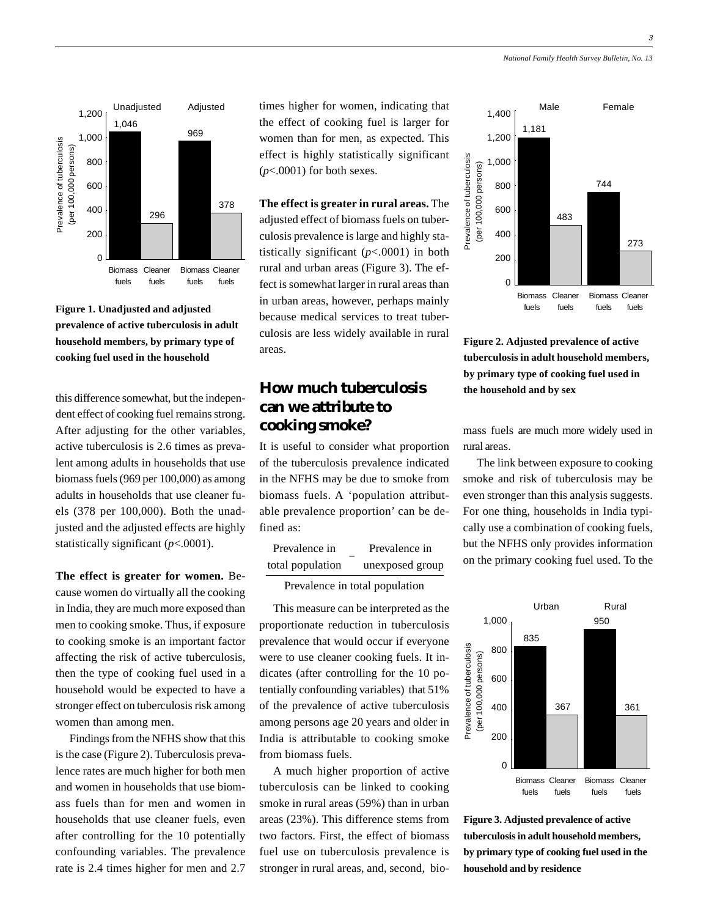Figure 1. Unadjusted and adjusted prevalence of active tuberculosis in adult household members, by primary type of cooking fuel used in the household

this difference somewhat, but the independent effect of cooking fuel remains strong. After adjusting for the other variables, active tuberculosis is 2.6 times as prevalent among adults in households that use biomass fuels (969 per 100,000) as among adults in households that use cleaner fuels (378 per 100,000). Both the unadjusted and the adjusted effects are highly statistically significant ($p$<.0001).

**The effect is greater for women.** Because women do virtually all the cooking in India, they are much more exposed than men to cooking smoke. Thus, if exposure to cooking smoke is an important factor affecting the risk of active tuberculosis, then the type of cooking fuel used in a household would be expected to have a stronger effect on tuberculosis risk among women than among men.

Findings from the NFHS show that this is the case (Figure 2). Tuberculosis prevalence rates are much higher for both men and women in households that use biomass fuels than for men and women in households that use cleaner fuels, even after controlling for the 10 potentially confounding variables. The prevalence rate is 2.4 times higher for men and 2.7 times higher for women, indicating that the effect of cooking fuel is larger for women than for men, as expected. This effect is highly statistically significant ($p$<.0001) for both sexes.

**The effect is greater in rural areas.** The adjusted effect of biomass fuels on tuberculosis prevalence is large and highly statistically significant ($p$<.0001) in both rural and urban areas (Figure 3). The effect is somewhat larger in rural areas than in urban areas, however, perhaps mainly because medical services to treat tuberculosis are less widely available in rural areas.

## How much tuberculosis can we attribute to cooking smoke?

It is useful to consider what proportion of the tuberculosis prevalence indicated in the NFHS may be due to smoke from biomass fuels. A 'population attributable prevalence proportion' can be defined as:

$$\frac{\text{Prevalence in total population} - \text{Prevalence in unexposed group}}{\text{Prevalence in total population}}$$

This measure can be interpreted as the proportionate reduction in tuberculosis prevalence that would occur if everyone were to use cleaner cooking fuels. It indicates (after controlling for the 10 potentially confounding variables) that 51% of the prevalence of active tuberculosis among persons age 20 years and older in India is attributable to cooking smoke from biomass fuels.

A much higher proportion of active tuberculosis can be linked to cooking smoke in rural areas (59%) than in urban areas (23%). This difference stems from two factors. First, the effect of biomass fuel use on tuberculosis prevalence is stronger in rural areas, and, second, biomass fuels are much more widely used in rural areas.

The link between exposure to cooking smoke and risk of tuberculosis may be even stronger than this analysis suggests. For one thing, households in India typically use a combination of cooking fuels, but the NFHS only provides information on the primary cooking fuel used. To the

Figure 2. Adjusted prevalence of active tuberculosis in adult household members, by primary type of cooking fuel used in the household and by sex

Figure 3. Adjusted prevalence of active tuberculosis in adult household members, by primary type of cooking fuel used in the household and by residence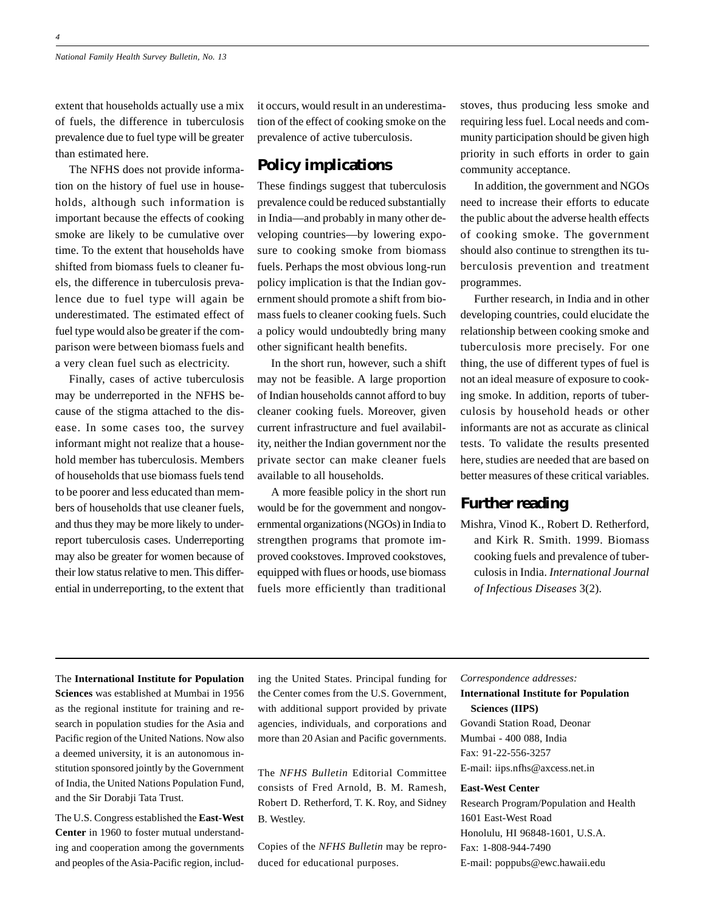extent that households actually use a mix of fuels, the difference in tuberculosis prevalence due to fuel type will be greater than estimated here.

The NFHS does not provide information on the history of fuel use in households, although such information is important because the effects of cooking smoke are likely to be cumulative over time. To the extent that households have shifted from biomass fuels to cleaner fuels, the difference in tuberculosis prevalence due to fuel type will again be underestimated. The estimated effect of fuel type would also be greater if the comparison were between biomass fuels and a very clean fuel such as electricity.

Finally, cases of active tuberculosis may be underreported in the NFHS because of the stigma attached to the disease. In some cases too, the survey informant might not realize that a household member has tuberculosis. Members of households that use biomass fuels tend to be poorer and less educated than members of households that use cleaner fuels, and thus they may be more likely to underreport tuberculosis cases. Underreporting may also be greater for women because of their low status relative to men. This differential in underreporting, to the extent that it occurs, would result in an underestimation of the effect of cooking smoke on the prevalence of active tuberculosis.

## Policy implications

These findings suggest that tuberculosis prevalence could be reduced substantially in India—and probably in many other developing countries—by lowering exposure to cooking smoke from biomass fuels. Perhaps the most obvious long-run policy implication is that the Indian government should promote a shift from biomass fuels to cleaner cooking fuels. Such a policy would undoubtedly bring many other significant health benefits.

In the short run, however, such a shift may not be feasible. A large proportion of Indian households cannot afford to buy cleaner cooking fuels. Moreover, given current infrastructure and fuel availability, neither the Indian government nor the private sector can make cleaner fuels available to all households.

A more feasible policy in the short run would be for the government and nongovernmental organizations (NGOs) in India to strengthen programs that promote improved cookstoves. Improved cookstoves, equipped with flues or hoods, use biomass fuels more efficiently than traditional stoves, thus producing less smoke and requiring less fuel. Local needs and community participation should be given high priority in such efforts in order to gain community acceptance.

In addition, the government and NGOs need to increase their efforts to educate the public about the adverse health effects of cooking smoke. The government should also continue to strengthen its tuberculosis prevention and treatment programmes.

Further research, in India and in other developing countries, could elucidate the relationship between cooking smoke and tuberculosis more precisely. For one thing, the use of different types of fuel is not an ideal measure of exposure to cooking smoke. In addition, reports of tuberculosis by household heads or other informants are not as accurate as clinical tests. To validate the results presented here, studies are needed that are based on better measures of these critical variables.

## Further reading

Mishra, Vinod K., Robert D. Retherford, and Kirk R. Smith. 1999. Biomass cooking fuels and prevalence of tuberculosis in India. *International Journal of Infectious Diseases* 3(2).

---

The **International Institute for Population Sciences** was established at Mumbai in 1956 as the regional institute for training and research in population studies for the Asia and Pacific region of the United Nations. Now also a deemed university, it is an autonomous institution sponsored jointly by the Government of India, the United Nations Population Fund, and the Sir Dorabji Tata Trust.

The U.S. Congress established the **East-West Center** in 1960 to foster mutual understanding and cooperation among the governments and peoples of the Asia-Pacific region, including the United States. Principal funding for the Center comes from the U.S. Government, with additional support provided by private agencies, individuals, and corporations and more than 20 Asian and Pacific governments.

The *NFHS Bulletin* Editorial Committee consists of Fred Arnold, B. M. Ramesh, Robert D. Retherford, T. K. Roy, and Sidney B. Westley.

Copies of the *NFHS Bulletin* may be reproduced for educational purposes.

*Correspondence addresses:*

**International Institute for Population Sciences (IIPS)**
Govandi Station Road, Deonar
Mumbai - 400 088, India
Fax: 91-22-556-3257
E-mail: iips.nfhs@axcess.net.in

**East-West Center**
Research Program/Population and Health
1601 East-West Road
Honolulu, HI 96848-1601, U.S.A.
Fax: 1-808-944-7490
E-mail: poppubs@ewc.hawaii.edu